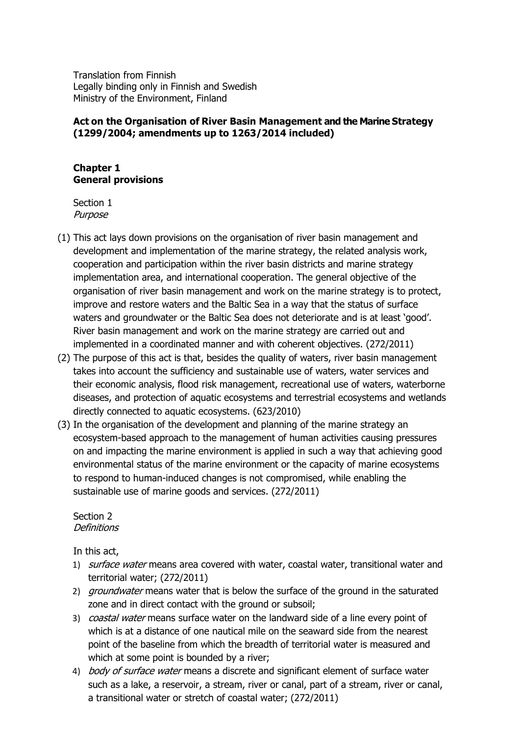Translation from Finnish
Legally binding only in Finnish and Swedish
Ministry of the Environment, Finland

# Act on the Organisation of River Basin Management and the Marine Strategy (1299/2004; amendments up to 1263/2014 included)

## Chapter 1
## General provisions

Section 1
*Purpose*

(1) This act lays down provisions on the organisation of river basin management and development and implementation of the marine strategy, the related analysis work, cooperation and participation within the river basin districts and marine strategy implementation area, and international cooperation. The general objective of the organisation of river basin management and work on the marine strategy is to protect, improve and restore waters and the Baltic Sea in a way that the status of surface waters and groundwater or the Baltic Sea does not deteriorate and is at least 'good'. River basin management and work on the marine strategy are carried out and implemented in a coordinated manner and with coherent objectives. (272/2011)

(2) The purpose of this act is that, besides the quality of waters, river basin management takes into account the sufficiency and sustainable use of waters, water services and their economic analysis, flood risk management, recreational use of waters, waterborne diseases, and protection of aquatic ecosystems and terrestrial ecosystems and wetlands directly connected to aquatic ecosystems. (623/2010)

(3) In the organisation of the development and planning of the marine strategy an ecosystem-based approach to the management of human activities causing pressures on and impacting the marine environment is applied in such a way that achieving good environmental status of the marine environment or the capacity of marine ecosystems to respond to human-induced changes is not compromised, while enabling the sustainable use of marine goods and services. (272/2011)

Section 2
*Definitions*

In this act,

1) *surface water* means area covered with water, coastal water, transitional water and territorial water; (272/2011)
2) *groundwater* means water that is below the surface of the ground in the saturated zone and in direct contact with the ground or subsoil;
3) *coastal water* means surface water on the landward side of a line every point of which is at a distance of one nautical mile on the seaward side from the nearest point of the baseline from which the breadth of territorial water is measured and which at some point is bounded by a river;
4) *body of surface water* means a discrete and significant element of surface water such as a lake, a reservoir, a stream, river or canal, part of a stream, river or canal, a transitional water or stretch of coastal water; (272/2011)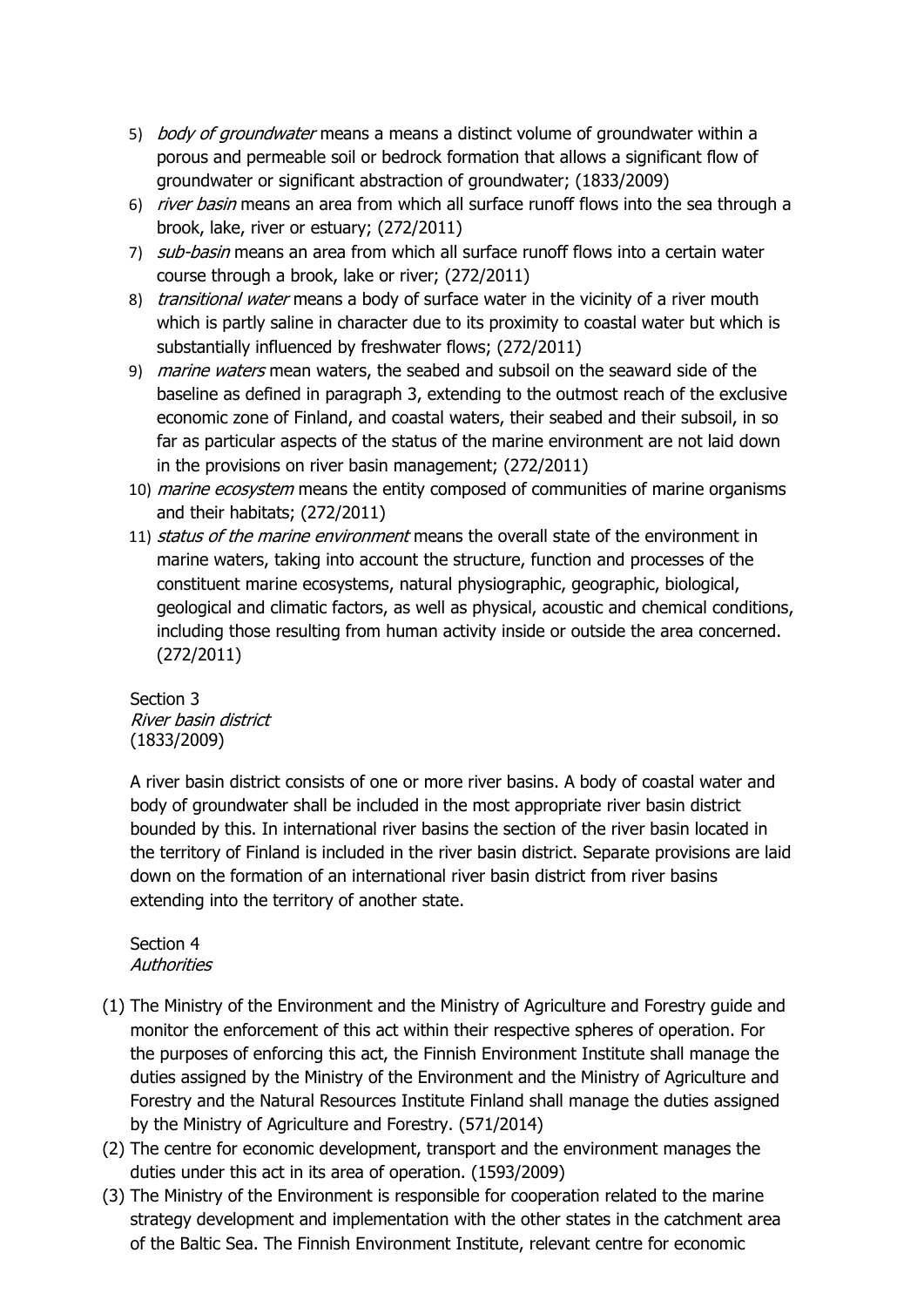5) *body of groundwater* means a means a distinct volume of groundwater within a porous and permeable soil or bedrock formation that allows a significant flow of groundwater or significant abstraction of groundwater; (1833/2009)
6) *river basin* means an area from which all surface runoff flows into the sea through a brook, lake, river or estuary; (272/2011)
7) *sub-basin* means an area from which all surface runoff flows into a certain water course through a brook, lake or river; (272/2011)
8) *transitional water* means a body of surface water in the vicinity of a river mouth which is partly saline in character due to its proximity to coastal water but which is substantially influenced by freshwater flows; (272/2011)
9) *marine waters* mean waters, the seabed and subsoil on the seaward side of the baseline as defined in paragraph 3, extending to the outmost reach of the exclusive economic zone of Finland, and coastal waters, their seabed and their subsoil, in so far as particular aspects of the status of the marine environment are not laid down in the provisions on river basin management; (272/2011)
10) *marine ecosystem* means the entity composed of communities of marine organisms and their habitats; (272/2011)
11) *status of the marine environment* means the overall state of the environment in marine waters, taking into account the structure, function and processes of the constituent marine ecosystems, natural physiographic, geographic, biological, geological and climatic factors, as well as physical, acoustic and chemical conditions, including those resulting from human activity inside or outside the area concerned. (272/2011)

Section 3
*River basin district*
(1833/2009)

A river basin district consists of one or more river basins. A body of coastal water and body of groundwater shall be included in the most appropriate river basin district bounded by this. In international river basins the section of the river basin located in the territory of Finland is included in the river basin district. Separate provisions are laid down on the formation of an international river basin district from river basins extending into the territory of another state.

Section 4
*Authorities*

(1) The Ministry of the Environment and the Ministry of Agriculture and Forestry guide and monitor the enforcement of this act within their respective spheres of operation. For the purposes of enforcing this act, the Finnish Environment Institute shall manage the duties assigned by the Ministry of the Environment and the Ministry of Agriculture and Forestry and the Natural Resources Institute Finland shall manage the duties assigned by the Ministry of Agriculture and Forestry. (571/2014)
(2) The centre for economic development, transport and the environment manages the duties under this act in its area of operation. (1593/2009)
(3) The Ministry of the Environment is responsible for cooperation related to the marine strategy development and implementation with the other states in the catchment area of the Baltic Sea. The Finnish Environment Institute, relevant centre for economic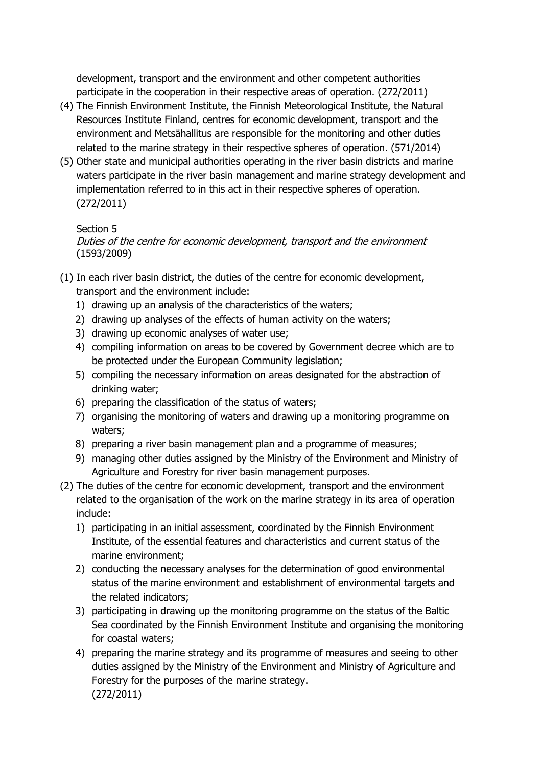development, transport and the environment and other competent authorities participate in the cooperation in their respective areas of operation. (272/2011)

(4) The Finnish Environment Institute, the Finnish Meteorological Institute, the Natural Resources Institute Finland, centres for economic development, transport and the environment and Metsähallitus are responsible for the monitoring and other duties related to the marine strategy in their respective spheres of operation. (571/2014)

(5) Other state and municipal authorities operating in the river basin districts and marine waters participate in the river basin management and marine strategy development and implementation referred to in this act in their respective spheres of operation. (272/2011)

Section 5
*Duties of the centre for economic development, transport and the environment* (1593/2009)

(1) In each river basin district, the duties of the centre for economic development, transport and the environment include:
   1) drawing up an analysis of the characteristics of the waters;
   2) drawing up analyses of the effects of human activity on the waters;
   3) drawing up economic analyses of water use;
   4) compiling information on areas to be covered by Government decree which are to be protected under the European Community legislation;
   5) compiling the necessary information on areas designated for the abstraction of drinking water;
   6) preparing the classification of the status of waters;
   7) organising the monitoring of waters and drawing up a monitoring programme on waters;
   8) preparing a river basin management plan and a programme of measures;
   9) managing other duties assigned by the Ministry of the Environment and Ministry of Agriculture and Forestry for river basin management purposes.

(2) The duties of the centre for economic development, transport and the environment related to the organisation of the work on the marine strategy in its area of operation include:
   1) participating in an initial assessment, coordinated by the Finnish Environment Institute, of the essential features and characteristics and current status of the marine environment;
   2) conducting the necessary analyses for the determination of good environmental status of the marine environment and establishment of environmental targets and the related indicators;
   3) participating in drawing up the monitoring programme on the status of the Baltic Sea coordinated by the Finnish Environment Institute and organising the monitoring for coastal waters;
   4) preparing the marine strategy and its programme of measures and seeing to other duties assigned by the Ministry of the Environment and Ministry of Agriculture and Forestry for the purposes of the marine strategy.
   (272/2011)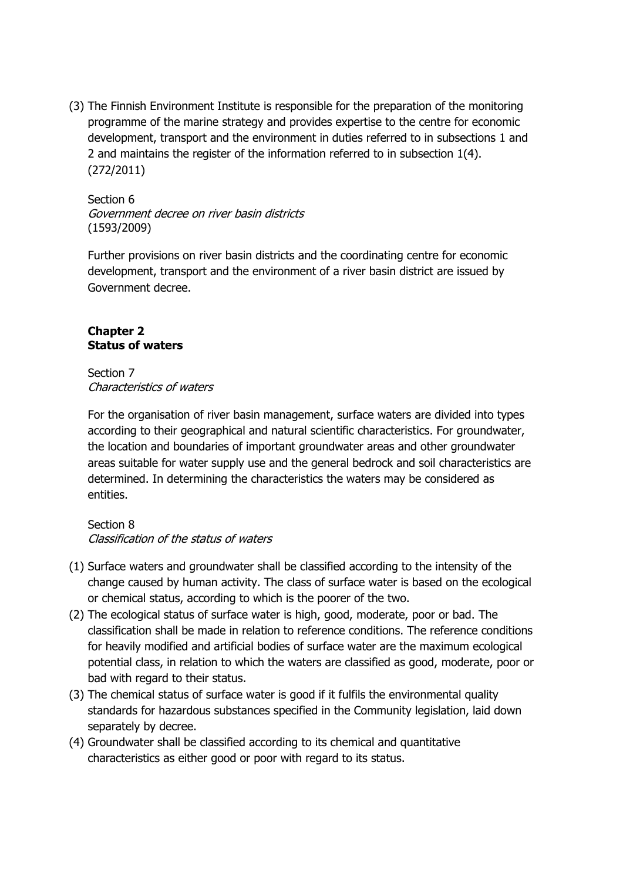(3) The Finnish Environment Institute is responsible for the preparation of the monitoring programme of the marine strategy and provides expertise to the centre for economic development, transport and the environment in duties referred to in subsections 1 and 2 and maintains the register of the information referred to in subsection 1(4). (272/2011)

Section 6
*Government decree on river basin districts*
(1593/2009)

Further provisions on river basin districts and the coordinating centre for economic development, transport and the environment of a river basin district are issued by Government decree.

## Chapter 2
## Status of waters

Section 7
*Characteristics of waters*

For the organisation of river basin management, surface waters are divided into types according to their geographical and natural scientific characteristics. For groundwater, the location and boundaries of important groundwater areas and other groundwater areas suitable for water supply use and the general bedrock and soil characteristics are determined. In determining the characteristics the waters may be considered as entities.

Section 8
*Classification of the status of waters*

(1) Surface waters and groundwater shall be classified according to the intensity of the change caused by human activity. The class of surface water is based on the ecological or chemical status, according to which is the poorer of the two.
(2) The ecological status of surface water is high, good, moderate, poor or bad. The classification shall be made in relation to reference conditions. The reference conditions for heavily modified and artificial bodies of surface water are the maximum ecological potential class, in relation to which the waters are classified as good, moderate, poor or bad with regard to their status.
(3) The chemical status of surface water is good if it fulfils the environmental quality standards for hazardous substances specified in the Community legislation, laid down separately by decree.
(4) Groundwater shall be classified according to its chemical and quantitative characteristics as either good or poor with regard to its status.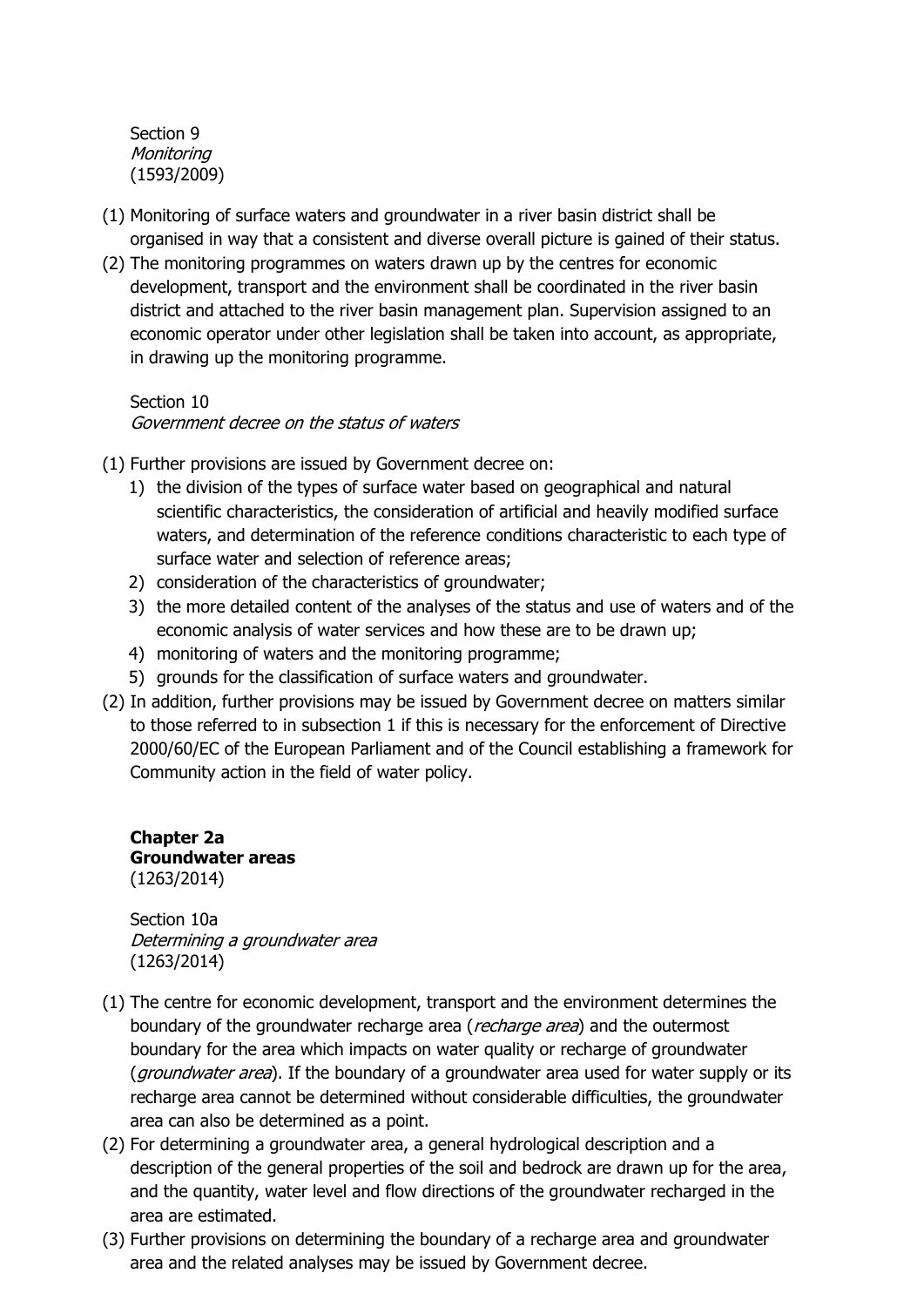Section 9
*Monitoring*
(1593/2009)

(1) Monitoring of surface waters and groundwater in a river basin district shall be organised in way that a consistent and diverse overall picture is gained of their status.

(2) The monitoring programmes on waters drawn up by the centres for economic development, transport and the environment shall be coordinated in the river basin district and attached to the river basin management plan. Supervision assigned to an economic operator under other legislation shall be taken into account, as appropriate, in drawing up the monitoring programme.

Section 10
*Government decree on the status of waters*

(1) Further provisions are issued by Government decree on:
   1) the division of the types of surface water based on geographical and natural scientific characteristics, the consideration of artificial and heavily modified surface waters, and determination of the reference conditions characteristic to each type of surface water and selection of reference areas;
   2) consideration of the characteristics of groundwater;
   3) the more detailed content of the analyses of the status and use of waters and of the economic analysis of water services and how these are to be drawn up;
   4) monitoring of waters and the monitoring programme;
   5) grounds for the classification of surface waters and groundwater.

(2) In addition, further provisions may be issued by Government decree on matters similar to those referred to in subsection 1 if this is necessary for the enforcement of Directive 2000/60/EC of the European Parliament and of the Council establishing a framework for Community action in the field of water policy.

## Chapter 2a
## Groundwater areas
(1263/2014)

Section 10a
*Determining a groundwater area*
(1263/2014)

(1) The centre for economic development, transport and the environment determines the boundary of the groundwater recharge area (*recharge area*) and the outermost boundary for the area which impacts on water quality or recharge of groundwater (*groundwater area*). If the boundary of a groundwater area used for water supply or its recharge area cannot be determined without considerable difficulties, the groundwater area can also be determined as a point.

(2) For determining a groundwater area, a general hydrological description and a description of the general properties of the soil and bedrock are drawn up for the area, and the quantity, water level and flow directions of the groundwater recharged in the area are estimated.

(3) Further provisions on determining the boundary of a recharge area and groundwater area and the related analyses may be issued by Government decree.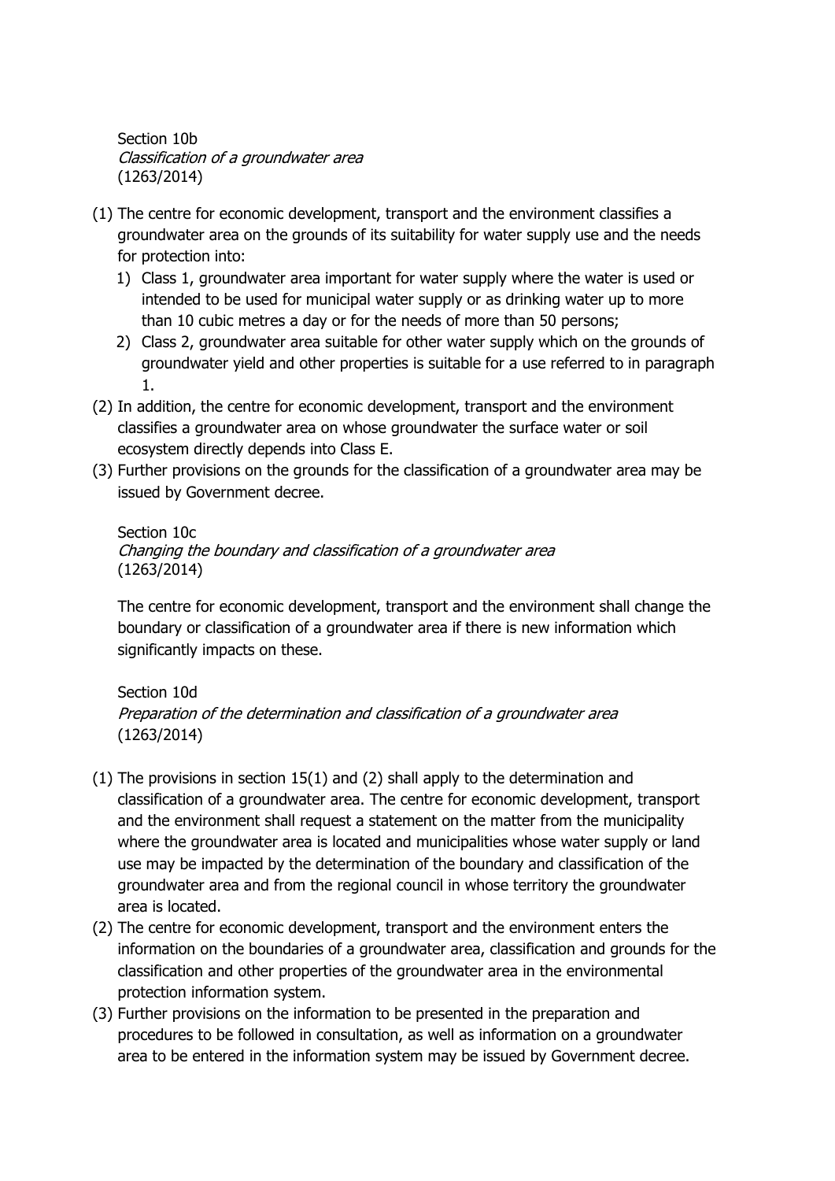Section 10b
*Classification of a groundwater area*
(1263/2014)

(1) The centre for economic development, transport and the environment classifies a groundwater area on the grounds of its suitability for water supply use and the needs for protection into:
   1) Class 1, groundwater area important for water supply where the water is used or intended to be used for municipal water supply or as drinking water up to more than 10 cubic metres a day or for the needs of more than 50 persons;
   2) Class 2, groundwater area suitable for other water supply which on the grounds of groundwater yield and other properties is suitable for a use referred to in paragraph 1.
(2) In addition, the centre for economic development, transport and the environment classifies a groundwater area on whose groundwater the surface water or soil ecosystem directly depends into Class E.
(3) Further provisions on the grounds for the classification of a groundwater area may be issued by Government decree.

Section 10c
*Changing the boundary and classification of a groundwater area*
(1263/2014)

The centre for economic development, transport and the environment shall change the boundary or classification of a groundwater area if there is new information which significantly impacts on these.

Section 10d
*Preparation of the determination and classification of a groundwater area*
(1263/2014)

(1) The provisions in section 15(1) and (2) shall apply to the determination and classification of a groundwater area. The centre for economic development, transport and the environment shall request a statement on the matter from the municipality where the groundwater area is located and municipalities whose water supply or land use may be impacted by the determination of the boundary and classification of the groundwater area and from the regional council in whose territory the groundwater area is located.
(2) The centre for economic development, transport and the environment enters the information on the boundaries of a groundwater area, classification and grounds for the classification and other properties of the groundwater area in the environmental protection information system.
(3) Further provisions on the information to be presented in the preparation and procedures to be followed in consultation, as well as information on a groundwater area to be entered in the information system may be issued by Government decree.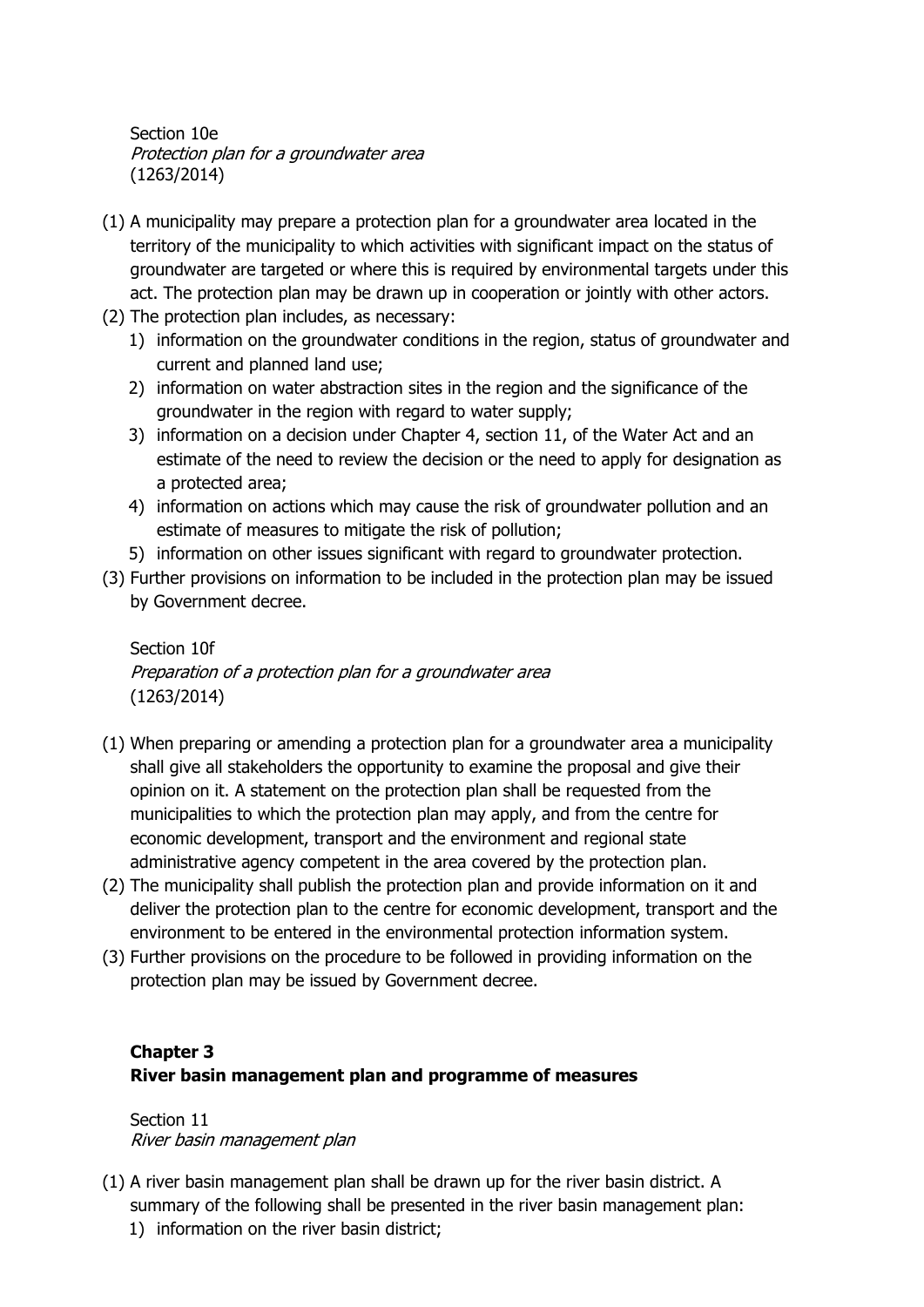Section 10e
*Protection plan for a groundwater area*
(1263/2014)

(1) A municipality may prepare a protection plan for a groundwater area located in the territory of the municipality to which activities with significant impact on the status of groundwater are targeted or where this is required by environmental targets under this act. The protection plan may be drawn up in cooperation or jointly with other actors.

(2) The protection plan includes, as necessary:

1) information on the groundwater conditions in the region, status of groundwater and current and planned land use;
2) information on water abstraction sites in the region and the significance of the groundwater in the region with regard to water supply;
3) information on a decision under Chapter 4, section 11, of the Water Act and an estimate of the need to review the decision or the need to apply for designation as a protected area;
4) information on actions which may cause the risk of groundwater pollution and an estimate of measures to mitigate the risk of pollution;
5) information on other issues significant with regard to groundwater protection.

(3) Further provisions on information to be included in the protection plan may be issued by Government decree.

Section 10f
*Preparation of a protection plan for a groundwater area*
(1263/2014)

(1) When preparing or amending a protection plan for a groundwater area a municipality shall give all stakeholders the opportunity to examine the proposal and give their opinion on it. A statement on the protection plan shall be requested from the municipalities to which the protection plan may apply, and from the centre for economic development, transport and the environment and regional state administrative agency competent in the area covered by the protection plan.

(2) The municipality shall publish the protection plan and provide information on it and deliver the protection plan to the centre for economic development, transport and the environment to be entered in the environmental protection information system.

(3) Further provisions on the procedure to be followed in providing information on the protection plan may be issued by Government decree.

## Chapter 3
## River basin management plan and programme of measures

Section 11
*River basin management plan*

(1) A river basin management plan shall be drawn up for the river basin district. A summary of the following shall be presented in the river basin management plan:

1) information on the river basin district;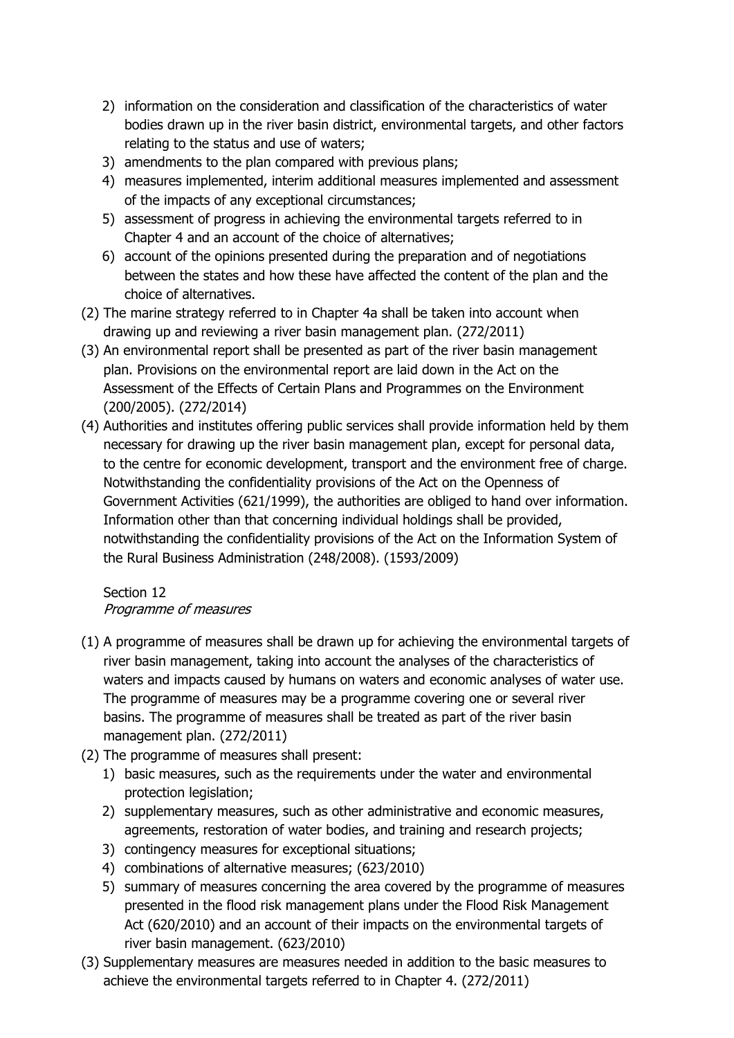2) information on the consideration and classification of the characteristics of water bodies drawn up in the river basin district, environmental targets, and other factors relating to the status and use of waters;
3) amendments to the plan compared with previous plans;
4) measures implemented, interim additional measures implemented and assessment of the impacts of any exceptional circumstances;
5) assessment of progress in achieving the environmental targets referred to in Chapter 4 and an account of the choice of alternatives;
6) account of the opinions presented during the preparation and of negotiations between the states and how these have affected the content of the plan and the choice of alternatives.

(2) The marine strategy referred to in Chapter 4a shall be taken into account when drawing up and reviewing a river basin management plan. (272/2011)

(3) An environmental report shall be presented as part of the river basin management plan. Provisions on the environmental report are laid down in the Act on the Assessment of the Effects of Certain Plans and Programmes on the Environment (200/2005). (272/2014)

(4) Authorities and institutes offering public services shall provide information held by them necessary for drawing up the river basin management plan, except for personal data, to the centre for economic development, transport and the environment free of charge. Notwithstanding the confidentiality provisions of the Act on the Openness of Government Activities (621/1999), the authorities are obliged to hand over information. Information other than that concerning individual holdings shall be provided, notwithstanding the confidentiality provisions of the Act on the Information System of the Rural Business Administration (248/2008). (1593/2009)

Section 12
*Programme of measures*

(1) A programme of measures shall be drawn up for achieving the environmental targets of river basin management, taking into account the analyses of the characteristics of waters and impacts caused by humans on waters and economic analyses of water use. The programme of measures may be a programme covering one or several river basins. The programme of measures shall be treated as part of the river basin management plan. (272/2011)

(2) The programme of measures shall present:
1) basic measures, such as the requirements under the water and environmental protection legislation;
2) supplementary measures, such as other administrative and economic measures, agreements, restoration of water bodies, and training and research projects;
3) contingency measures for exceptional situations;
4) combinations of alternative measures; (623/2010)
5) summary of measures concerning the area covered by the programme of measures presented in the flood risk management plans under the Flood Risk Management Act (620/2010) and an account of their impacts on the environmental targets of river basin management. (623/2010)

(3) Supplementary measures are measures needed in addition to the basic measures to achieve the environmental targets referred to in Chapter 4. (272/2011)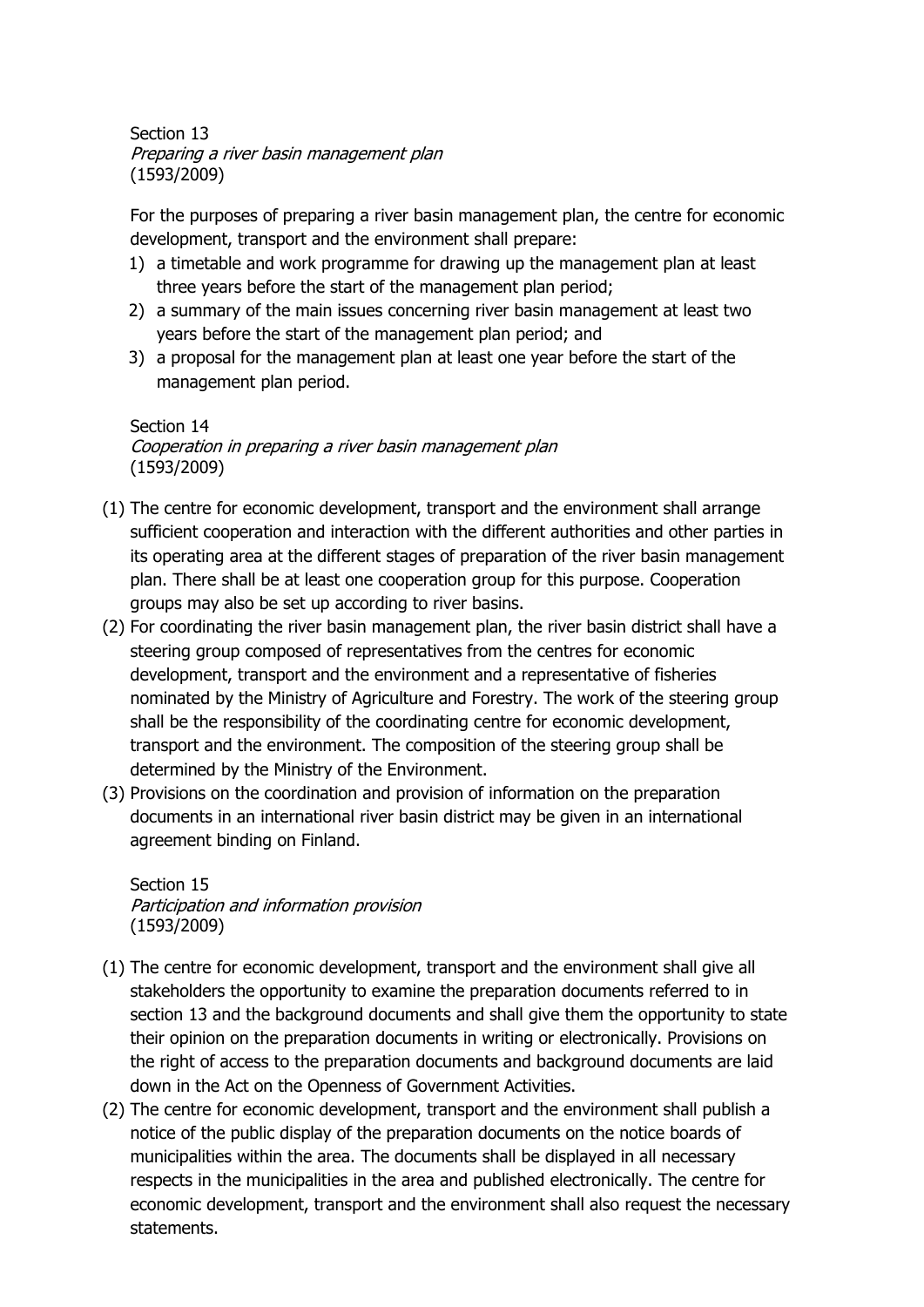Section 13
*Preparing a river basin management plan*
(1593/2009)

For the purposes of preparing a river basin management plan, the centre for economic development, transport and the environment shall prepare:

1) a timetable and work programme for drawing up the management plan at least three years before the start of the management plan period;
2) a summary of the main issues concerning river basin management at least two years before the start of the management plan period; and
3) a proposal for the management plan at least one year before the start of the management plan period.

Section 14
*Cooperation in preparing a river basin management plan*
(1593/2009)

(1) The centre for economic development, transport and the environment shall arrange sufficient cooperation and interaction with the different authorities and other parties in its operating area at the different stages of preparation of the river basin management plan. There shall be at least one cooperation group for this purpose. Cooperation groups may also be set up according to river basins.

(2) For coordinating the river basin management plan, the river basin district shall have a steering group composed of representatives from the centres for economic development, transport and the environment and a representative of fisheries nominated by the Ministry of Agriculture and Forestry. The work of the steering group shall be the responsibility of the coordinating centre for economic development, transport and the environment. The composition of the steering group shall be determined by the Ministry of the Environment.

(3) Provisions on the coordination and provision of information on the preparation documents in an international river basin district may be given in an international agreement binding on Finland.

Section 15
*Participation and information provision*
(1593/2009)

(1) The centre for economic development, transport and the environment shall give all stakeholders the opportunity to examine the preparation documents referred to in section 13 and the background documents and shall give them the opportunity to state their opinion on the preparation documents in writing or electronically. Provisions on the right of access to the preparation documents and background documents are laid down in the Act on the Openness of Government Activities.

(2) The centre for economic development, transport and the environment shall publish a notice of the public display of the preparation documents on the notice boards of municipalities within the area. The documents shall be displayed in all necessary respects in the municipalities in the area and published electronically. The centre for economic development, transport and the environment shall also request the necessary statements.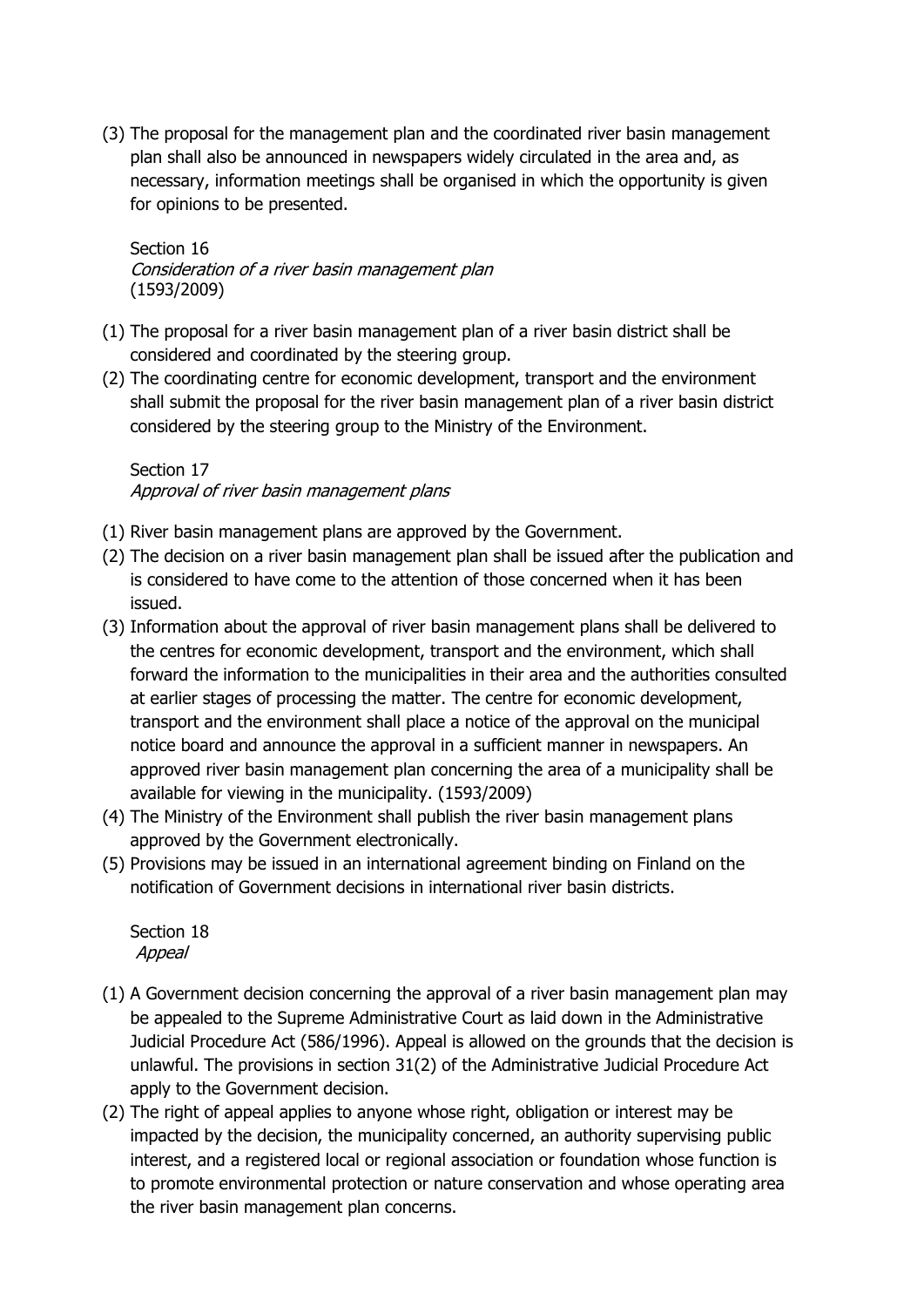(3) The proposal for the management plan and the coordinated river basin management plan shall also be announced in newspapers widely circulated in the area and, as necessary, information meetings shall be organised in which the opportunity is given for opinions to be presented.

Section 16
*Consideration of a river basin management plan*
(1593/2009)

(1) The proposal for a river basin management plan of a river basin district shall be considered and coordinated by the steering group.
(2) The coordinating centre for economic development, transport and the environment shall submit the proposal for the river basin management plan of a river basin district considered by the steering group to the Ministry of the Environment.

Section 17
*Approval of river basin management plans*

(1) River basin management plans are approved by the Government.
(2) The decision on a river basin management plan shall be issued after the publication and is considered to have come to the attention of those concerned when it has been issued.
(3) Information about the approval of river basin management plans shall be delivered to the centres for economic development, transport and the environment, which shall forward the information to the municipalities in their area and the authorities consulted at earlier stages of processing the matter. The centre for economic development, transport and the environment shall place a notice of the approval on the municipal notice board and announce the approval in a sufficient manner in newspapers. An approved river basin management plan concerning the area of a municipality shall be available for viewing in the municipality. (1593/2009)
(4) The Ministry of the Environment shall publish the river basin management plans approved by the Government electronically.
(5) Provisions may be issued in an international agreement binding on Finland on the notification of Government decisions in international river basin districts.

Section 18
*Appeal*

(1) A Government decision concerning the approval of a river basin management plan may be appealed to the Supreme Administrative Court as laid down in the Administrative Judicial Procedure Act (586/1996). Appeal is allowed on the grounds that the decision is unlawful. The provisions in section 31(2) of the Administrative Judicial Procedure Act apply to the Government decision.
(2) The right of appeal applies to anyone whose right, obligation or interest may be impacted by the decision, the municipality concerned, an authority supervising public interest, and a registered local or regional association or foundation whose function is to promote environmental protection or nature conservation and whose operating area the river basin management plan concerns.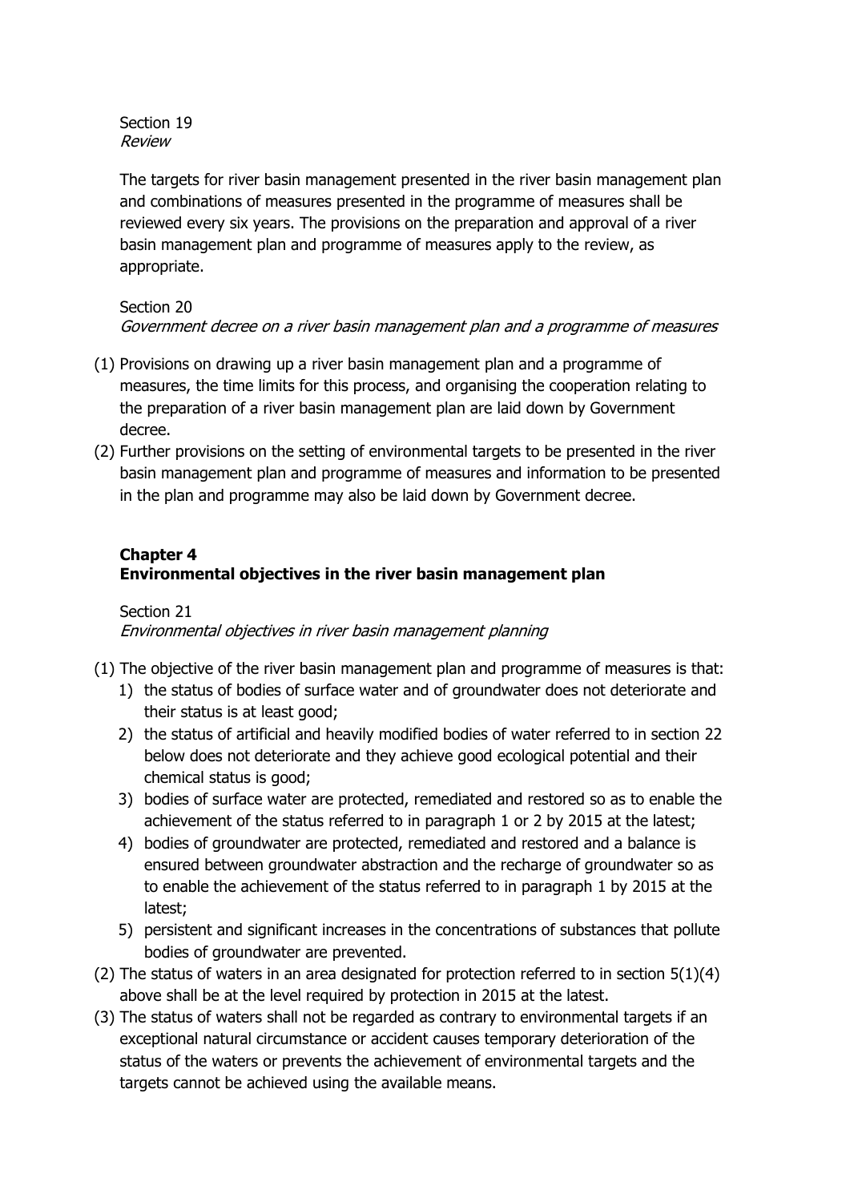Section 19
*Review*

The targets for river basin management presented in the river basin management plan and combinations of measures presented in the programme of measures shall be reviewed every six years. The provisions on the preparation and approval of a river basin management plan and programme of measures apply to the review, as appropriate.

Section 20
*Government decree on a river basin management plan and a programme of measures*

(1) Provisions on drawing up a river basin management plan and a programme of measures, the time limits for this process, and organising the cooperation relating to the preparation of a river basin management plan are laid down by Government decree.
(2) Further provisions on the setting of environmental targets to be presented in the river basin management plan and programme of measures and information to be presented in the plan and programme may also be laid down by Government decree.

## Chapter 4
## Environmental objectives in the river basin management plan

Section 21
*Environmental objectives in river basin management planning*

(1) The objective of the river basin management plan and programme of measures is that:
   1) the status of bodies of surface water and of groundwater does not deteriorate and their status is at least good;
   2) the status of artificial and heavily modified bodies of water referred to in section 22 below does not deteriorate and they achieve good ecological potential and their chemical status is good;
   3) bodies of surface water are protected, remediated and restored so as to enable the achievement of the status referred to in paragraph 1 or 2 by 2015 at the latest;
   4) bodies of groundwater are protected, remediated and restored and a balance is ensured between groundwater abstraction and the recharge of groundwater so as to enable the achievement of the status referred to in paragraph 1 by 2015 at the latest;
   5) persistent and significant increases in the concentrations of substances that pollute bodies of groundwater are prevented.
(2) The status of waters in an area designated for protection referred to in section 5(1)(4) above shall be at the level required by protection in 2015 at the latest.
(3) The status of waters shall not be regarded as contrary to environmental targets if an exceptional natural circumstance or accident causes temporary deterioration of the status of the waters or prevents the achievement of environmental targets and the targets cannot be achieved using the available means.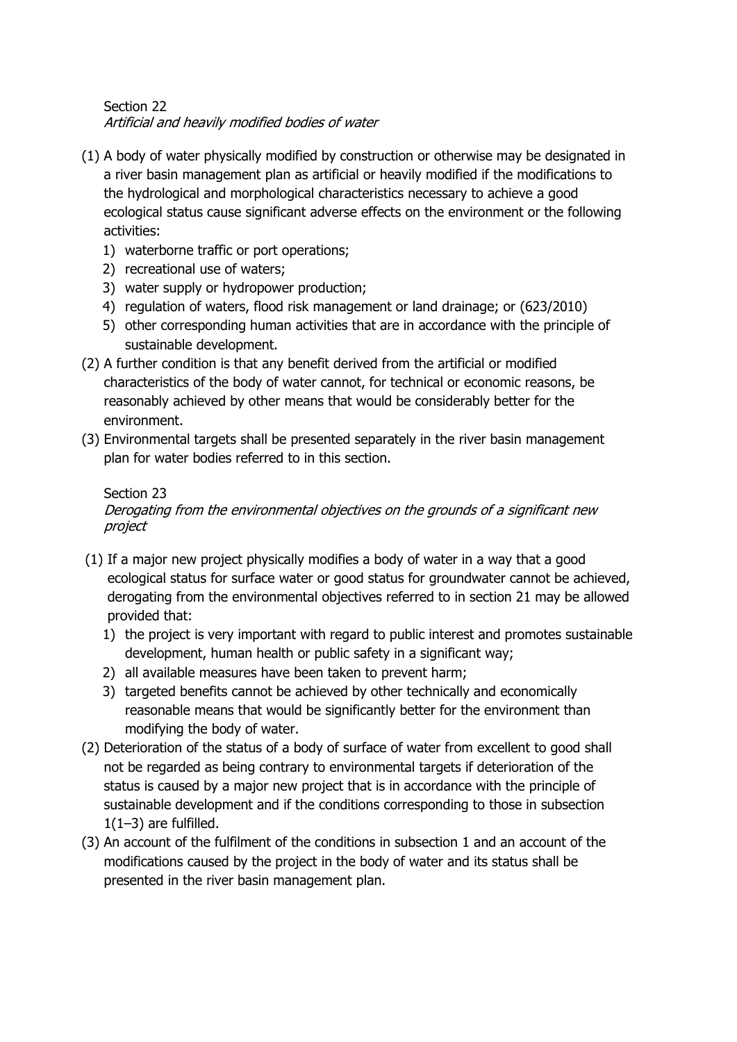Section 22
*Artificial and heavily modified bodies of water*

(1) A body of water physically modified by construction or otherwise may be designated in a river basin management plan as artificial or heavily modified if the modifications to the hydrological and morphological characteristics necessary to achieve a good ecological status cause significant adverse effects on the environment or the following activities:
   1) waterborne traffic or port operations;
   2) recreational use of waters;
   3) water supply or hydropower production;
   4) regulation of waters, flood risk management or land drainage; or (623/2010)
   5) other corresponding human activities that are in accordance with the principle of sustainable development.

(2) A further condition is that any benefit derived from the artificial or modified characteristics of the body of water cannot, for technical or economic reasons, be reasonably achieved by other means that would be considerably better for the environment.

(3) Environmental targets shall be presented separately in the river basin management plan for water bodies referred to in this section.

Section 23
*Derogating from the environmental objectives on the grounds of a significant new project*

(1) If a major new project physically modifies a body of water in a way that a good ecological status for surface water or good status for groundwater cannot be achieved, derogating from the environmental objectives referred to in section 21 may be allowed provided that:
   1) the project is very important with regard to public interest and promotes sustainable development, human health or public safety in a significant way;
   2) all available measures have been taken to prevent harm;
   3) targeted benefits cannot be achieved by other technically and economically reasonable means that would be significantly better for the environment than modifying the body of water.

(2) Deterioration of the status of a body of surface of water from excellent to good shall not be regarded as being contrary to environmental targets if deterioration of the status is caused by a major new project that is in accordance with the principle of sustainable development and if the conditions corresponding to those in subsection 1(1–3) are fulfilled.

(3) An account of the fulfilment of the conditions in subsection 1 and an account of the modifications caused by the project in the body of water and its status shall be presented in the river basin management plan.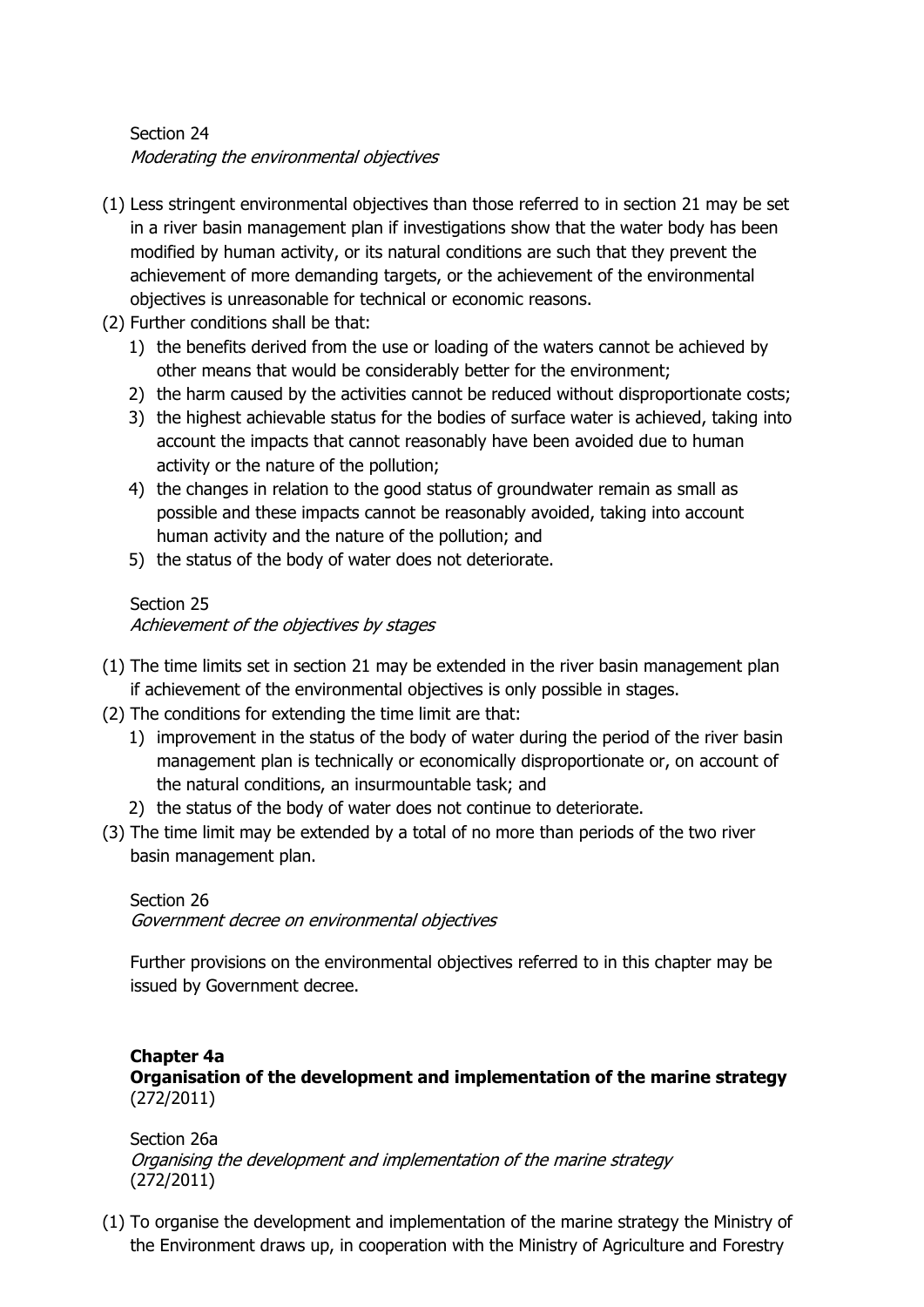Section 24
*Moderating the environmental objectives*

(1) Less stringent environmental objectives than those referred to in section 21 may be set in a river basin management plan if investigations show that the water body has been modified by human activity, or its natural conditions are such that they prevent the achievement of more demanding targets, or the achievement of the environmental objectives is unreasonable for technical or economic reasons.
(2) Further conditions shall be that:
   1) the benefits derived from the use or loading of the waters cannot be achieved by other means that would be considerably better for the environment;
   2) the harm caused by the activities cannot be reduced without disproportionate costs;
   3) the highest achievable status for the bodies of surface water is achieved, taking into account the impacts that cannot reasonably have been avoided due to human activity or the nature of the pollution;
   4) the changes in relation to the good status of groundwater remain as small as possible and these impacts cannot be reasonably avoided, taking into account human activity and the nature of the pollution; and
   5) the status of the body of water does not deteriorate.

Section 25
*Achievement of the objectives by stages*

(1) The time limits set in section 21 may be extended in the river basin management plan if achievement of the environmental objectives is only possible in stages.
(2) The conditions for extending the time limit are that:
   1) improvement in the status of the body of water during the period of the river basin management plan is technically or economically disproportionate or, on account of the natural conditions, an insurmountable task; and
   2) the status of the body of water does not continue to deteriorate.
(3) The time limit may be extended by a total of no more than periods of the two river basin management plan.

Section 26
*Government decree on environmental objectives*

Further provisions on the environmental objectives referred to in this chapter may be issued by Government decree.

## Chapter 4a
**Organisation of the development and implementation of the marine strategy** (272/2011)

Section 26a
*Organising the development and implementation of the marine strategy* (272/2011)

(1) To organise the development and implementation of the marine strategy the Ministry of the Environment draws up, in cooperation with the Ministry of Agriculture and Forestry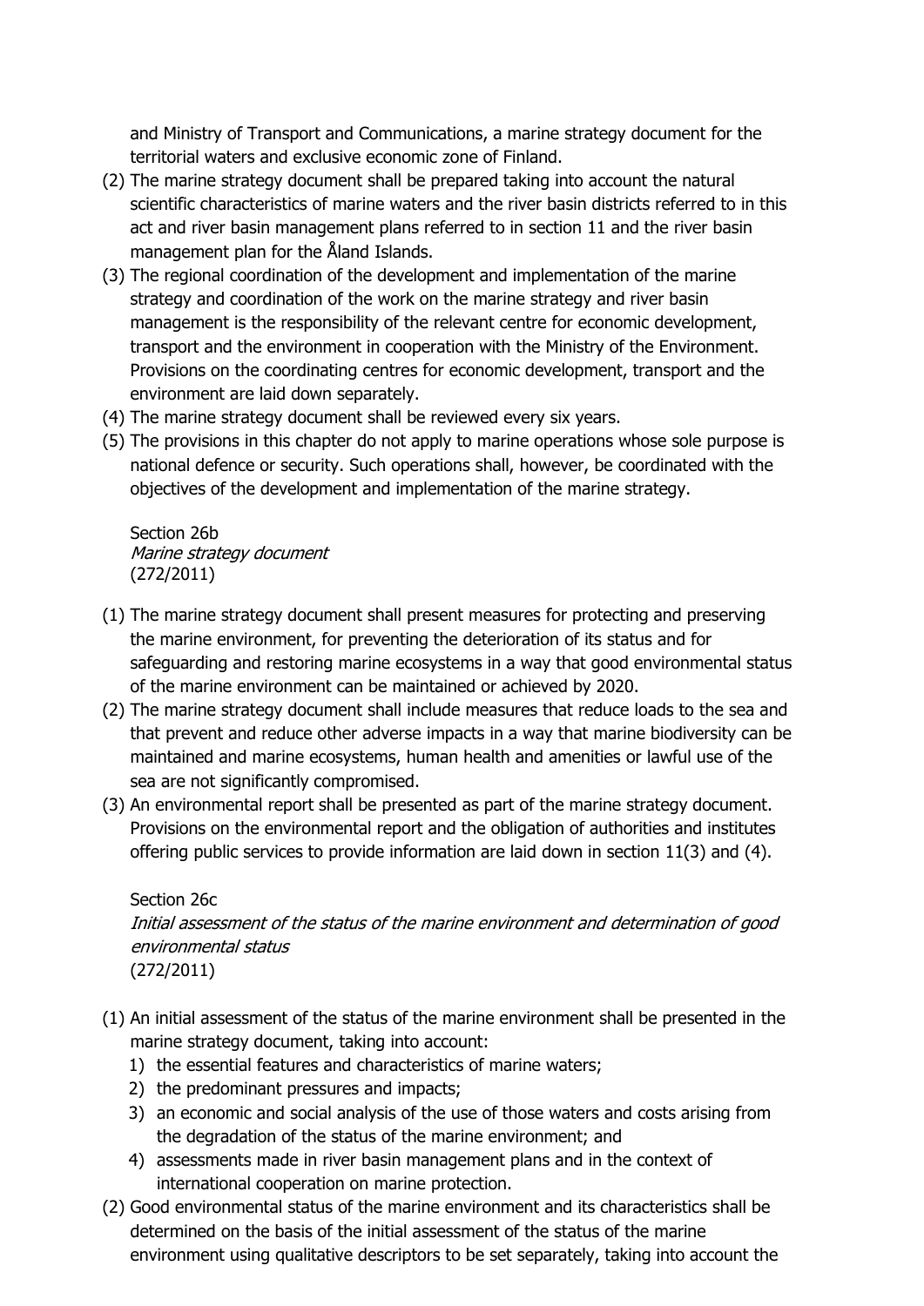and Ministry of Transport and Communications, a marine strategy document for the territorial waters and exclusive economic zone of Finland.

(2) The marine strategy document shall be prepared taking into account the natural scientific characteristics of marine waters and the river basin districts referred to in this act and river basin management plans referred to in section 11 and the river basin management plan for the Åland Islands.

(3) The regional coordination of the development and implementation of the marine strategy and coordination of the work on the marine strategy and river basin management is the responsibility of the relevant centre for economic development, transport and the environment in cooperation with the Ministry of the Environment. Provisions on the coordinating centres for economic development, transport and the environment are laid down separately.

(4) The marine strategy document shall be reviewed every six years.

(5) The provisions in this chapter do not apply to marine operations whose sole purpose is national defence or security. Such operations shall, however, be coordinated with the objectives of the development and implementation of the marine strategy.

Section 26b
*Marine strategy document*
(272/2011)

(1) The marine strategy document shall present measures for protecting and preserving the marine environment, for preventing the deterioration of its status and for safeguarding and restoring marine ecosystems in a way that good environmental status of the marine environment can be maintained or achieved by 2020.

(2) The marine strategy document shall include measures that reduce loads to the sea and that prevent and reduce other adverse impacts in a way that marine biodiversity can be maintained and marine ecosystems, human health and amenities or lawful use of the sea are not significantly compromised.

(3) An environmental report shall be presented as part of the marine strategy document. Provisions on the environmental report and the obligation of authorities and institutes offering public services to provide information are laid down in section 11(3) and (4).

Section 26c
*Initial assessment of the status of the marine environment and determination of good environmental status*
(272/2011)

(1) An initial assessment of the status of the marine environment shall be presented in the marine strategy document, taking into account:
   1) the essential features and characteristics of marine waters;
   2) the predominant pressures and impacts;
   3) an economic and social analysis of the use of those waters and costs arising from the degradation of the status of the marine environment; and
   4) assessments made in river basin management plans and in the context of international cooperation on marine protection.

(2) Good environmental status of the marine environment and its characteristics shall be determined on the basis of the initial assessment of the status of the marine environment using qualitative descriptors to be set separately, taking into account the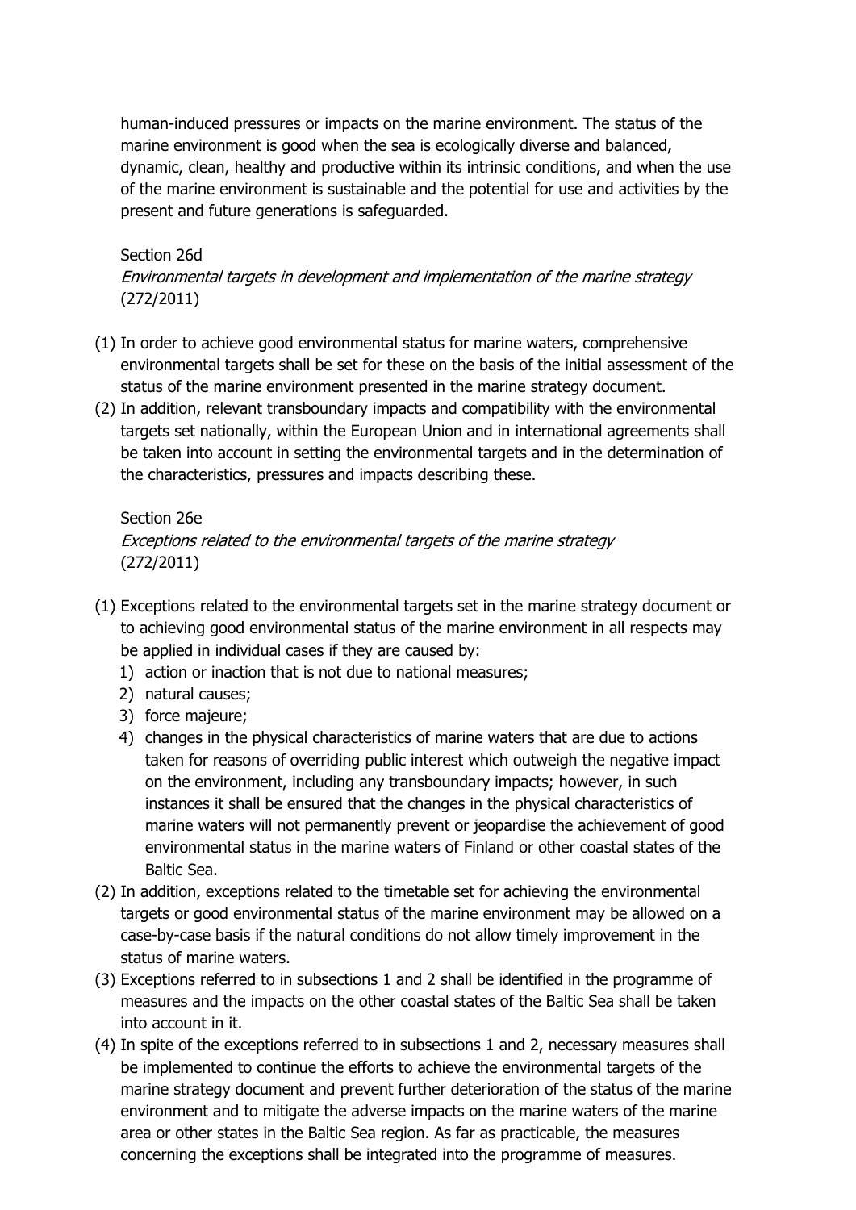human-induced pressures or impacts on the marine environment. The status of the marine environment is good when the sea is ecologically diverse and balanced, dynamic, clean, healthy and productive within its intrinsic conditions, and when the use of the marine environment is sustainable and the potential for use and activities by the present and future generations is safeguarded.

Section 26d
*Environmental targets in development and implementation of the marine strategy*
(272/2011)

(1) In order to achieve good environmental status for marine waters, comprehensive environmental targets shall be set for these on the basis of the initial assessment of the status of the marine environment presented in the marine strategy document.

(2) In addition, relevant transboundary impacts and compatibility with the environmental targets set nationally, within the European Union and in international agreements shall be taken into account in setting the environmental targets and in the determination of the characteristics, pressures and impacts describing these.

Section 26e
*Exceptions related to the environmental targets of the marine strategy*
(272/2011)

(1) Exceptions related to the environmental targets set in the marine strategy document or to achieving good environmental status of the marine environment in all respects may be applied in individual cases if they are caused by:
   1) action or inaction that is not due to national measures;
   2) natural causes;
   3) force majeure;
   4) changes in the physical characteristics of marine waters that are due to actions taken for reasons of overriding public interest which outweigh the negative impact on the environment, including any transboundary impacts; however, in such instances it shall be ensured that the changes in the physical characteristics of marine waters will not permanently prevent or jeopardise the achievement of good environmental status in the marine waters of Finland or other coastal states of the Baltic Sea.

(2) In addition, exceptions related to the timetable set for achieving the environmental targets or good environmental status of the marine environment may be allowed on a case-by-case basis if the natural conditions do not allow timely improvement in the status of marine waters.

(3) Exceptions referred to in subsections 1 and 2 shall be identified in the programme of measures and the impacts on the other coastal states of the Baltic Sea shall be taken into account in it.

(4) In spite of the exceptions referred to in subsections 1 and 2, necessary measures shall be implemented to continue the efforts to achieve the environmental targets of the marine strategy document and prevent further deterioration of the status of the marine environment and to mitigate the adverse impacts on the marine waters of the marine area or other states in the Baltic Sea region. As far as practicable, the measures concerning the exceptions shall be integrated into the programme of measures.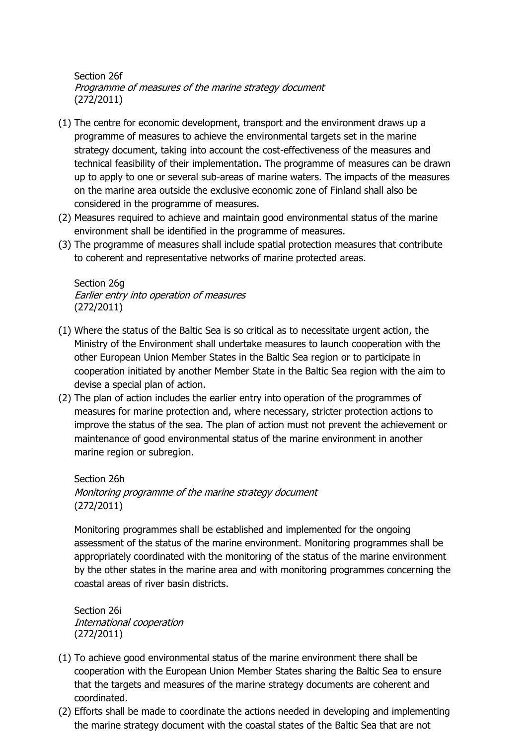Section 26f
*Programme of measures of the marine strategy document*
(272/2011)

(1) The centre for economic development, transport and the environment draws up a programme of measures to achieve the environmental targets set in the marine strategy document, taking into account the cost-effectiveness of the measures and technical feasibility of their implementation. The programme of measures can be drawn up to apply to one or several sub-areas of marine waters. The impacts of the measures on the marine area outside the exclusive economic zone of Finland shall also be considered in the programme of measures.
(2) Measures required to achieve and maintain good environmental status of the marine environment shall be identified in the programme of measures.
(3) The programme of measures shall include spatial protection measures that contribute to coherent and representative networks of marine protected areas.

Section 26g
*Earlier entry into operation of measures*
(272/2011)

(1) Where the status of the Baltic Sea is so critical as to necessitate urgent action, the Ministry of the Environment shall undertake measures to launch cooperation with the other European Union Member States in the Baltic Sea region or to participate in cooperation initiated by another Member State in the Baltic Sea region with the aim to devise a special plan of action.
(2) The plan of action includes the earlier entry into operation of the programmes of measures for marine protection and, where necessary, stricter protection actions to improve the status of the sea. The plan of action must not prevent the achievement or maintenance of good environmental status of the marine environment in another marine region or subregion.

Section 26h
*Monitoring programme of the marine strategy document*
(272/2011)

Monitoring programmes shall be established and implemented for the ongoing assessment of the status of the marine environment. Monitoring programmes shall be appropriately coordinated with the monitoring of the status of the marine environment by the other states in the marine area and with monitoring programmes concerning the coastal areas of river basin districts.

Section 26i
*International cooperation*
(272/2011)

(1) To achieve good environmental status of the marine environment there shall be cooperation with the European Union Member States sharing the Baltic Sea to ensure that the targets and measures of the marine strategy documents are coherent and coordinated.
(2) Efforts shall be made to coordinate the actions needed in developing and implementing the marine strategy document with the coastal states of the Baltic Sea that are not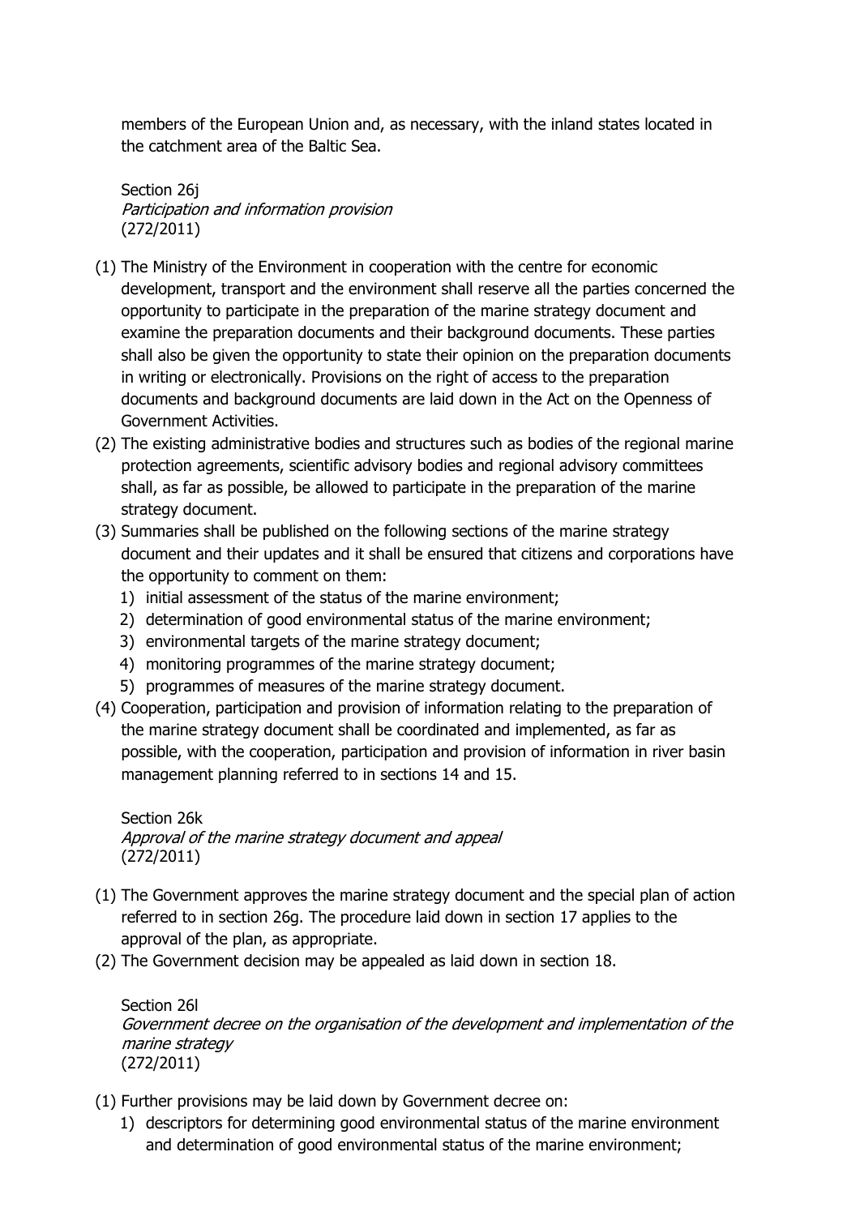members of the European Union and, as necessary, with the inland states located in the catchment area of the Baltic Sea.

Section 26j
*Participation and information provision*
(272/2011)

(1) The Ministry of the Environment in cooperation with the centre for economic development, transport and the environment shall reserve all the parties concerned the opportunity to participate in the preparation of the marine strategy document and examine the preparation documents and their background documents. These parties shall also be given the opportunity to state their opinion on the preparation documents in writing or electronically. Provisions on the right of access to the preparation documents and background documents are laid down in the Act on the Openness of Government Activities.
(2) The existing administrative bodies and structures such as bodies of the regional marine protection agreements, scientific advisory bodies and regional advisory committees shall, as far as possible, be allowed to participate in the preparation of the marine strategy document.
(3) Summaries shall be published on the following sections of the marine strategy document and their updates and it shall be ensured that citizens and corporations have the opportunity to comment on them:
   1) initial assessment of the status of the marine environment;
   2) determination of good environmental status of the marine environment;
   3) environmental targets of the marine strategy document;
   4) monitoring programmes of the marine strategy document;
   5) programmes of measures of the marine strategy document.
(4) Cooperation, participation and provision of information relating to the preparation of the marine strategy document shall be coordinated and implemented, as far as possible, with the cooperation, participation and provision of information in river basin management planning referred to in sections 14 and 15.

Section 26k
*Approval of the marine strategy document and appeal*
(272/2011)

(1) The Government approves the marine strategy document and the special plan of action referred to in section 26g. The procedure laid down in section 17 applies to the approval of the plan, as appropriate.
(2) The Government decision may be appealed as laid down in section 18.

Section 26l
*Government decree on the organisation of the development and implementation of the marine strategy*
(272/2011)

(1) Further provisions may be laid down by Government decree on:
   1) descriptors for determining good environmental status of the marine environment and determination of good environmental status of the marine environment;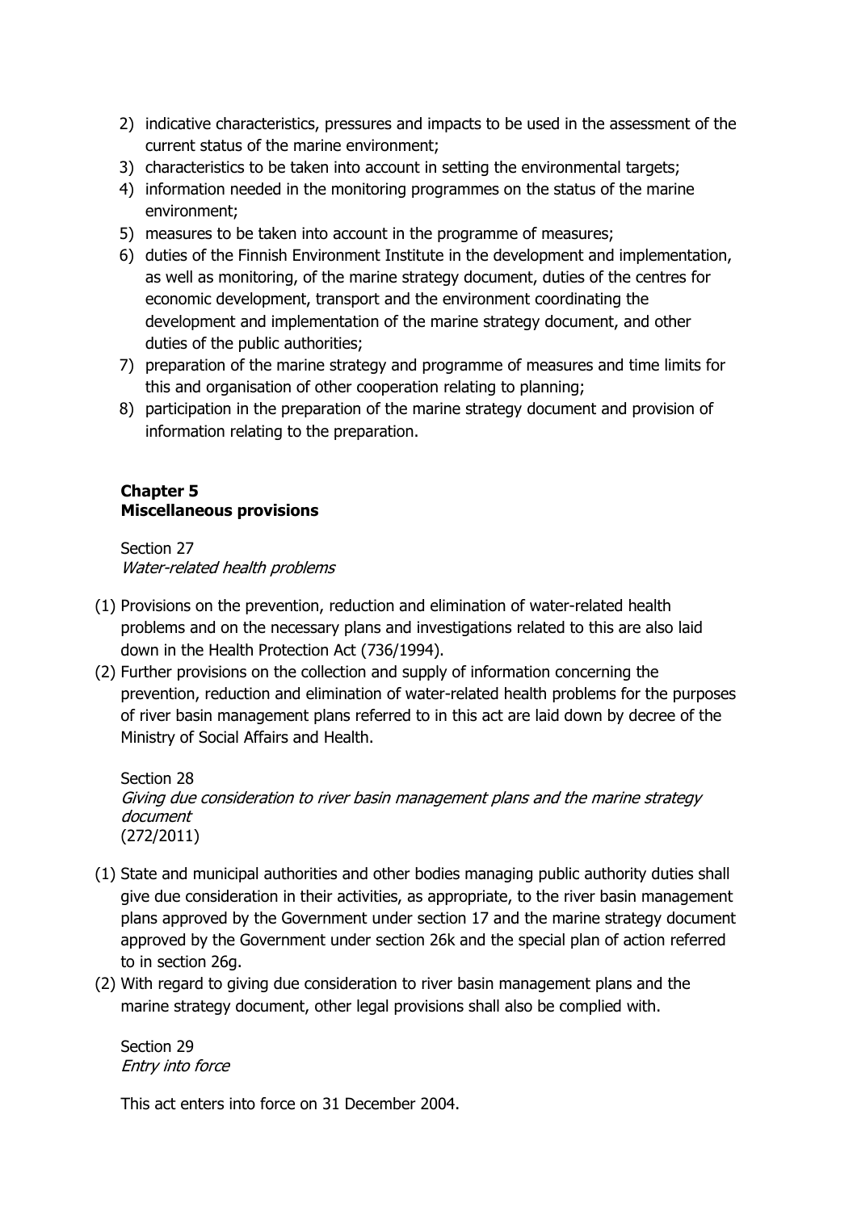2) indicative characteristics, pressures and impacts to be used in the assessment of the current status of the marine environment;
3) characteristics to be taken into account in setting the environmental targets;
4) information needed in the monitoring programmes on the status of the marine environment;
5) measures to be taken into account in the programme of measures;
6) duties of the Finnish Environment Institute in the development and implementation, as well as monitoring, of the marine strategy document, duties of the centres for economic development, transport and the environment coordinating the development and implementation of the marine strategy document, and other duties of the public authorities;
7) preparation of the marine strategy and programme of measures and time limits for this and organisation of other cooperation relating to planning;
8) participation in the preparation of the marine strategy document and provision of information relating to the preparation.

## Chapter 5
## Miscellaneous provisions

Section 27
*Water-related health problems*

(1) Provisions on the prevention, reduction and elimination of water-related health problems and on the necessary plans and investigations related to this are also laid down in the Health Protection Act (736/1994).

(2) Further provisions on the collection and supply of information concerning the prevention, reduction and elimination of water-related health problems for the purposes of river basin management plans referred to in this act are laid down by decree of the Ministry of Social Affairs and Health.

Section 28
*Giving due consideration to river basin management plans and the marine strategy document*
(272/2011)

(1) State and municipal authorities and other bodies managing public authority duties shall give due consideration in their activities, as appropriate, to the river basin management plans approved by the Government under section 17 and the marine strategy document approved by the Government under section 26k and the special plan of action referred to in section 26g.

(2) With regard to giving due consideration to river basin management plans and the marine strategy document, other legal provisions shall also be complied with.

Section 29
*Entry into force*

This act enters into force on 31 December 2004.